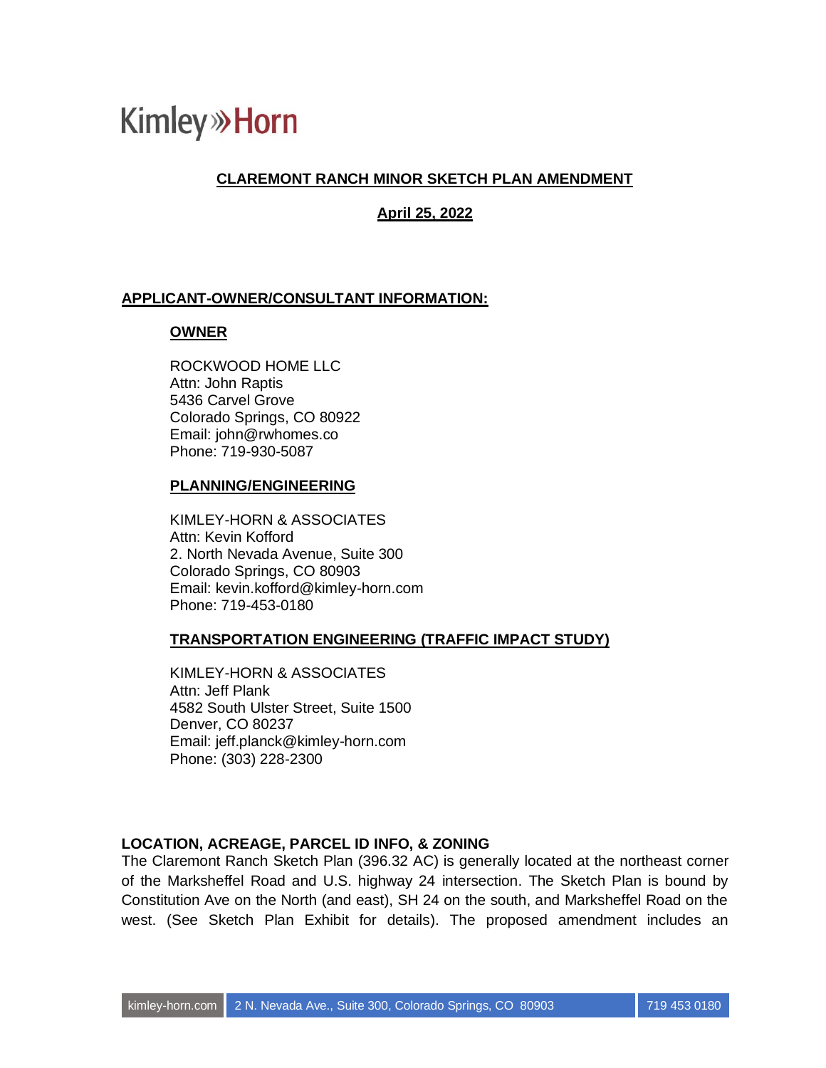Kimley»Horn

## CLAREMONT RANCH MINOR SKETCH PLAN AMENDMENT

**April 25, 2022**

### APPLICANT-OWNER/CONSULTANT INFORMATION:

**OWNER**

ROCKWOOD HOME LLC
Attn: John Raptis
5436 Carvel Grove
Colorado Springs, CO 80922
Email: john@rwhomes.co
Phone: 719-930-5087

**PLANNING/ENGINEERING**

KIMLEY-HORN & ASSOCIATES
Attn: Kevin Kofford
2. North Nevada Avenue, Suite 300
Colorado Springs, CO 80903
Email: kevin.kofford@kimley-horn.com
Phone: 719-453-0180

**TRANSPORTATION ENGINEERING (TRAFFIC IMPACT STUDY)**

KIMLEY-HORN & ASSOCIATES
Attn: Jeff Plank
4582 South Ulster Street, Suite 1500
Denver, CO 80237
Email: jeff.planck@kimley-horn.com
Phone: (303) 228-2300

### LOCATION, ACREAGE, PARCEL ID INFO, & ZONING

The Claremont Ranch Sketch Plan (396.32 AC) is generally located at the northeast corner of the Marksheffel Road and U.S. highway 24 intersection. The Sketch Plan is bound by Constitution Ave on the North (and east), SH 24 on the south, and Marksheffel Road on the west. (See Sketch Plan Exhibit for details). The proposed amendment includes an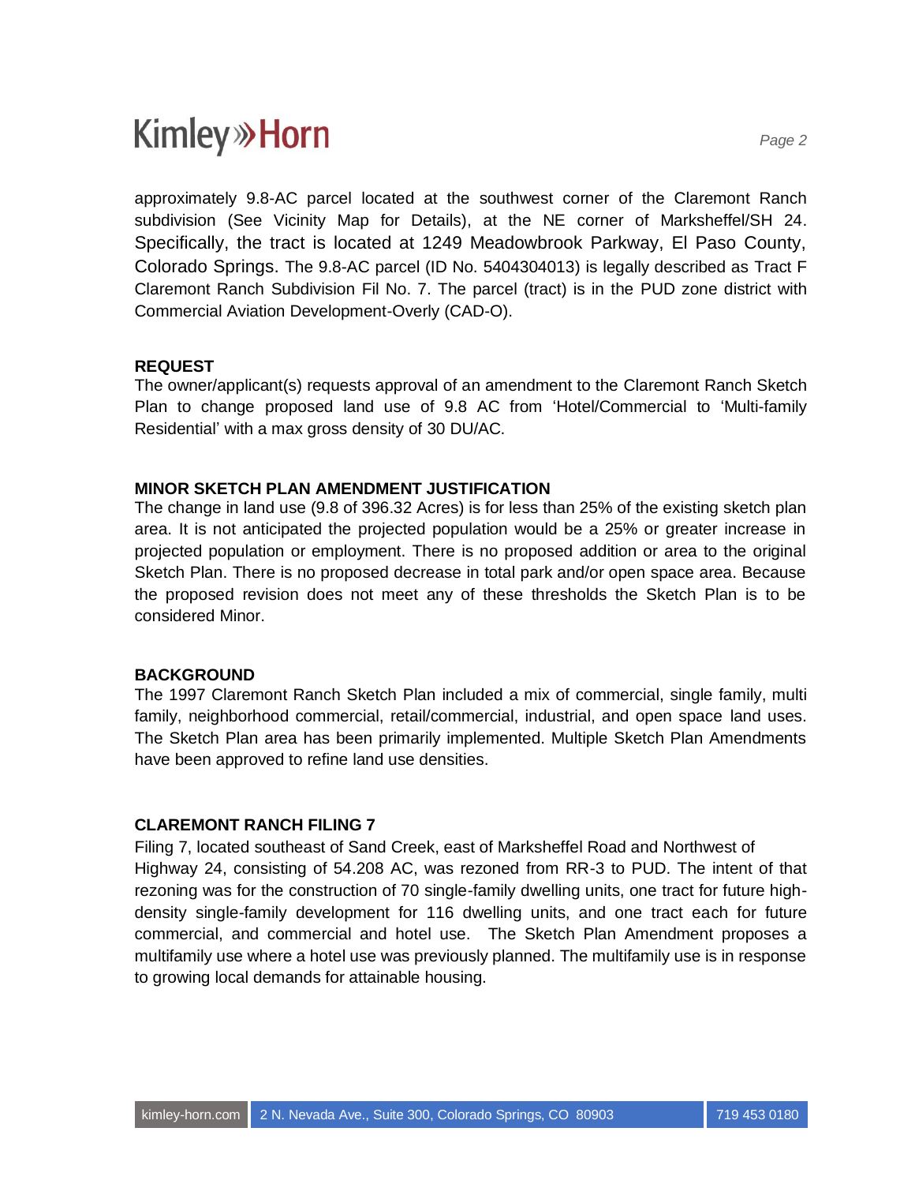approximately 9.8-AC parcel located at the southwest corner of the Claremont Ranch subdivision (See Vicinity Map for Details), at the NE corner of Marksheffel/SH 24. Specifically, the tract is located at 1249 Meadowbrook Parkway, El Paso County, Colorado Springs. The 9.8-AC parcel (ID No. 5404304013) is legally described as Tract F Claremont Ranch Subdivision Fil No. 7. The parcel (tract) is in the PUD zone district with Commercial Aviation Development-Overly (CAD-O).

**REQUEST**

The owner/applicant(s) requests approval of an amendment to the Claremont Ranch Sketch Plan to change proposed land use of 9.8 AC from 'Hotel/Commercial to 'Multi-family Residential' with a max gross density of 30 DU/AC.

**MINOR SKETCH PLAN AMENDMENT JUSTIFICATION**

The change in land use (9.8 of 396.32 Acres) is for less than 25% of the existing sketch plan area. It is not anticipated the projected population would be a 25% or greater increase in projected population or employment. There is no proposed addition or area to the original Sketch Plan. There is no proposed decrease in total park and/or open space area. Because the proposed revision does not meet any of these thresholds the Sketch Plan is to be considered Minor.

**BACKGROUND**

The 1997 Claremont Ranch Sketch Plan included a mix of commercial, single family, multi family, neighborhood commercial, retail/commercial, industrial, and open space land uses. The Sketch Plan area has been primarily implemented. Multiple Sketch Plan Amendments have been approved to refine land use densities.

**CLAREMONT RANCH FILING 7**

Filing 7, located southeast of Sand Creek, east of Marksheffel Road and Northwest of Highway 24, consisting of 54.208 AC, was rezoned from RR-3 to PUD. The intent of that rezoning was for the construction of 70 single-family dwelling units, one tract for future high-density single-family development for 116 dwelling units, and one tract each for future commercial, and commercial and hotel use. The Sketch Plan Amendment proposes a multifamily use where a hotel use was previously planned. The multifamily use is in response to growing local demands for attainable housing.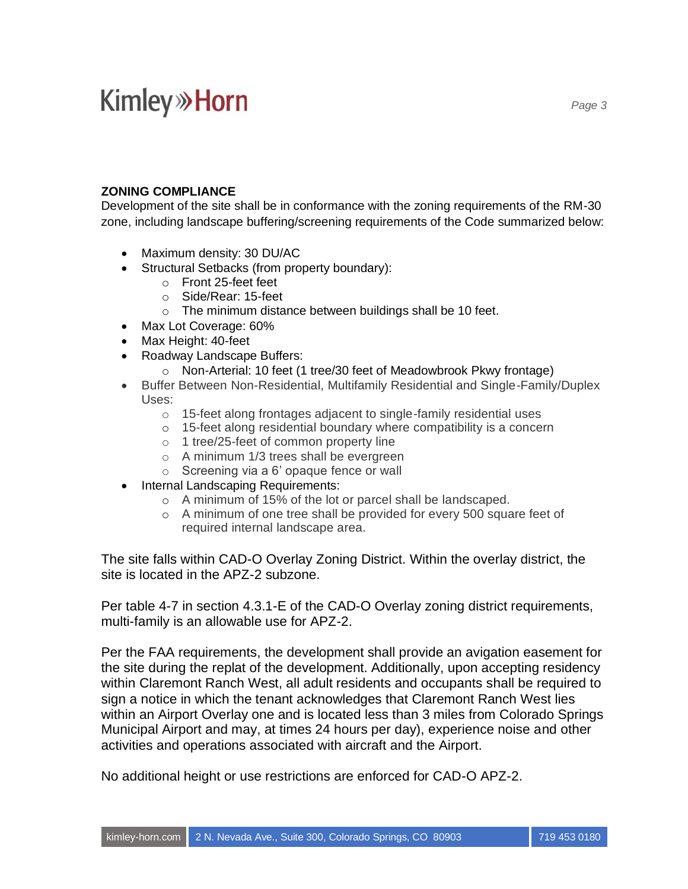**ZONING COMPLIANCE**

Development of the site shall be in conformance with the zoning requirements of the RM-30 zone, including landscape buffering/screening requirements of the Code summarized below:

- Maximum density: 30 DU/AC
- Structural Setbacks (from property boundary):
  - Front 25-feet feet
  - Side/Rear: 15-feet
  - The minimum distance between buildings shall be 10 feet.
- Max Lot Coverage: 60%
- Max Height: 40-feet
- Roadway Landscape Buffers:
  - Non-Arterial: 10 feet (1 tree/30 feet of Meadowbrook Pkwy frontage)
- Buffer Between Non-Residential, Multifamily Residential and Single-Family/Duplex Uses:
  - 15-feet along frontages adjacent to single-family residential uses
  - 15-feet along residential boundary where compatibility is a concern
  - 1 tree/25-feet of common property line
  - A minimum 1/3 trees shall be evergreen
  - Screening via a 6' opaque fence or wall
- Internal Landscaping Requirements:
  - A minimum of 15% of the lot or parcel shall be landscaped.
  - A minimum of one tree shall be provided for every 500 square feet of required internal landscape area.

The site falls within CAD-O Overlay Zoning District. Within the overlay district, the site is located in the APZ-2 subzone.

Per table 4-7 in section 4.3.1-E of the CAD-O Overlay zoning district requirements, multi-family is an allowable use for APZ-2.

Per the FAA requirements, the development shall provide an avigation easement for the site during the replat of the development. Additionally, upon accepting residency within Claremont Ranch West, all adult residents and occupants shall be required to sign a notice in which the tenant acknowledges that Claremont Ranch West lies within an Airport Overlay one and is located less than 3 miles from Colorado Springs Municipal Airport and may, at times 24 hours per day), experience noise and other activities and operations associated with aircraft and the Airport.

No additional height or use restrictions are enforced for CAD-O APZ-2.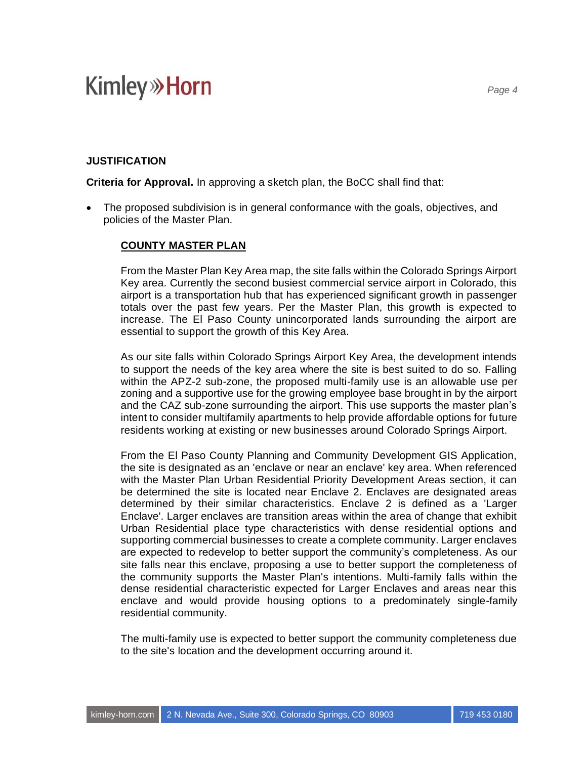## JUSTIFICATION

**Criteria for Approval.** In approving a sketch plan, the BoCC shall find that:

- The proposed subdivision is in general conformance with the goals, objectives, and policies of the Master Plan.

  **COUNTY MASTER PLAN**

  From the Master Plan Key Area map, the site falls within the Colorado Springs Airport Key area. Currently the second busiest commercial service airport in Colorado, this airport is a transportation hub that has experienced significant growth in passenger totals over the past few years. Per the Master Plan, this growth is expected to increase. The El Paso County unincorporated lands surrounding the airport are essential to support the growth of this Key Area.

  As our site falls within Colorado Springs Airport Key Area, the development intends to support the needs of the key area where the site is best suited to do so. Falling within the APZ-2 sub-zone, the proposed multi-family use is an allowable use per zoning and a supportive use for the growing employee base brought in by the airport and the CAZ sub-zone surrounding the airport. This use supports the master plan's intent to consider multifamily apartments to help provide affordable options for future residents working at existing or new businesses around Colorado Springs Airport.

  From the El Paso County Planning and Community Development GIS Application, the site is designated as an 'enclave or near an enclave' key area. When referenced with the Master Plan Urban Residential Priority Development Areas section, it can be determined the site is located near Enclave 2. Enclaves are designated areas determined by their similar characteristics. Enclave 2 is defined as a 'Larger Enclave'. Larger enclaves are transition areas within the area of change that exhibit Urban Residential place type characteristics with dense residential options and supporting commercial businesses to create a complete community. Larger enclaves are expected to redevelop to better support the community's completeness. As our site falls near this enclave, proposing a use to better support the completeness of the community supports the Master Plan's intentions. Multi-family falls within the dense residential characteristic expected for Larger Enclaves and areas near this enclave and would provide housing options to a predominately single-family residential community.

  The multi-family use is expected to better support the community completeness due to the site's location and the development occurring around it.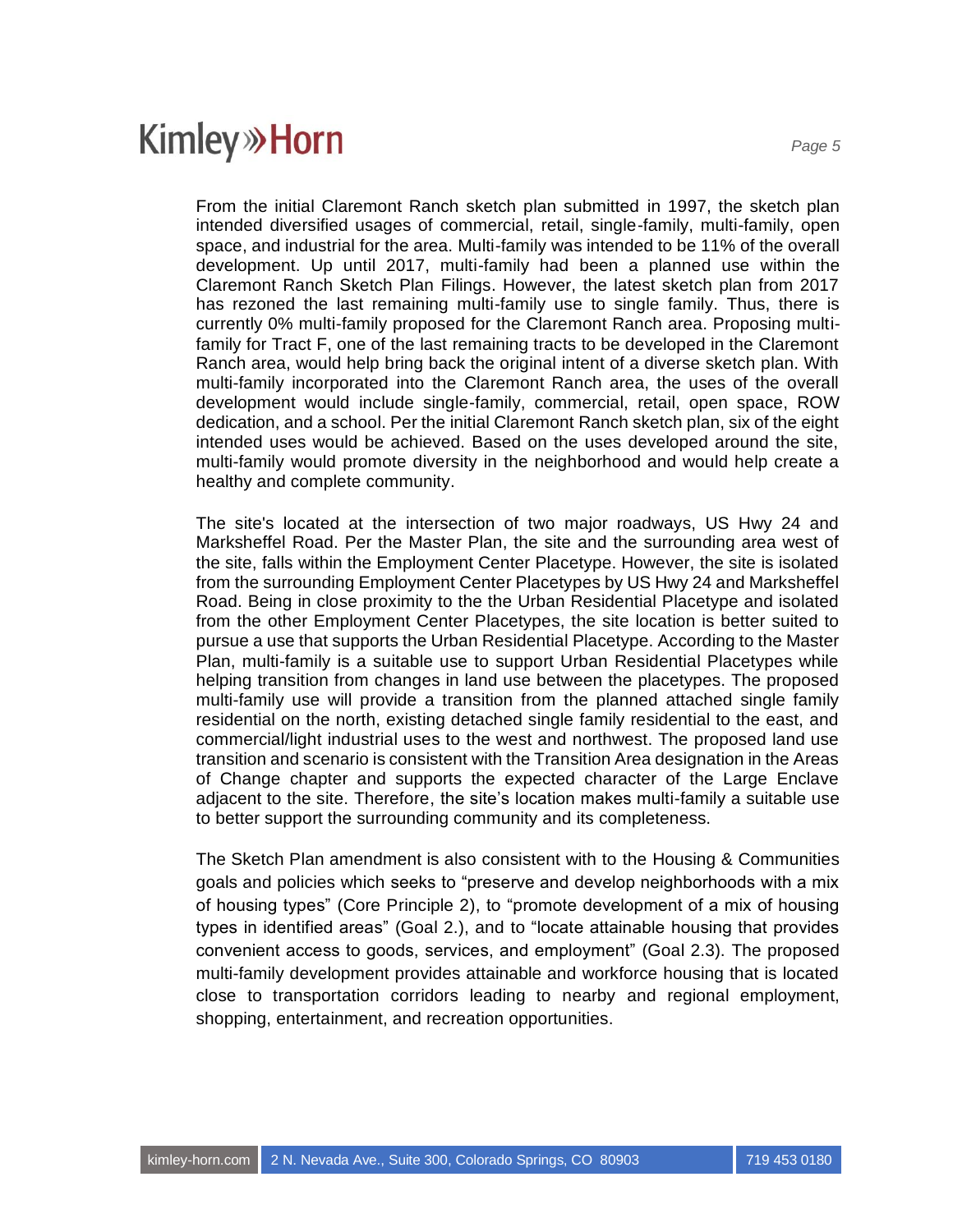From the initial Claremont Ranch sketch plan submitted in 1997, the sketch plan intended diversified usages of commercial, retail, single-family, multi-family, open space, and industrial for the area. Multi-family was intended to be 11% of the overall development. Up until 2017, multi-family had been a planned use within the Claremont Ranch Sketch Plan Filings. However, the latest sketch plan from 2017 has rezoned the last remaining multi-family use to single family. Thus, there is currently 0% multi-family proposed for the Claremont Ranch area. Proposing multi-family for Tract F, one of the last remaining tracts to be developed in the Claremont Ranch area, would help bring back the original intent of a diverse sketch plan. With multi-family incorporated into the Claremont Ranch area, the uses of the overall development would include single-family, commercial, retail, open space, ROW dedication, and a school. Per the initial Claremont Ranch sketch plan, six of the eight intended uses would be achieved. Based on the uses developed around the site, multi-family would promote diversity in the neighborhood and would help create a healthy and complete community.

The site's located at the intersection of two major roadways, US Hwy 24 and Marksheffel Road. Per the Master Plan, the site and the surrounding area west of the site, falls within the Employment Center Placetype. However, the site is isolated from the surrounding Employment Center Placetypes by US Hwy 24 and Marksheffel Road. Being in close proximity to the the Urban Residential Placetype and isolated from the other Employment Center Placetypes, the site location is better suited to pursue a use that supports the Urban Residential Placetype. According to the Master Plan, multi-family is a suitable use to support Urban Residential Placetypes while helping transition from changes in land use between the placetypes. The proposed multi-family use will provide a transition from the planned attached single family residential on the north, existing detached single family residential to the east, and commercial/light industrial uses to the west and northwest. The proposed land use transition and scenario is consistent with the Transition Area designation in the Areas of Change chapter and supports the expected character of the Large Enclave adjacent to the site. Therefore, the site's location makes multi-family a suitable use to better support the surrounding community and its completeness.

The Sketch Plan amendment is also consistent with to the Housing & Communities goals and policies which seeks to "preserve and develop neighborhoods with a mix of housing types" (Core Principle 2), to "promote development of a mix of housing types in identified areas" (Goal 2.), and to "locate attainable housing that provides convenient access to goods, services, and employment" (Goal 2.3). The proposed multi-family development provides attainable and workforce housing that is located close to transportation corridors leading to nearby and regional employment, shopping, entertainment, and recreation opportunities.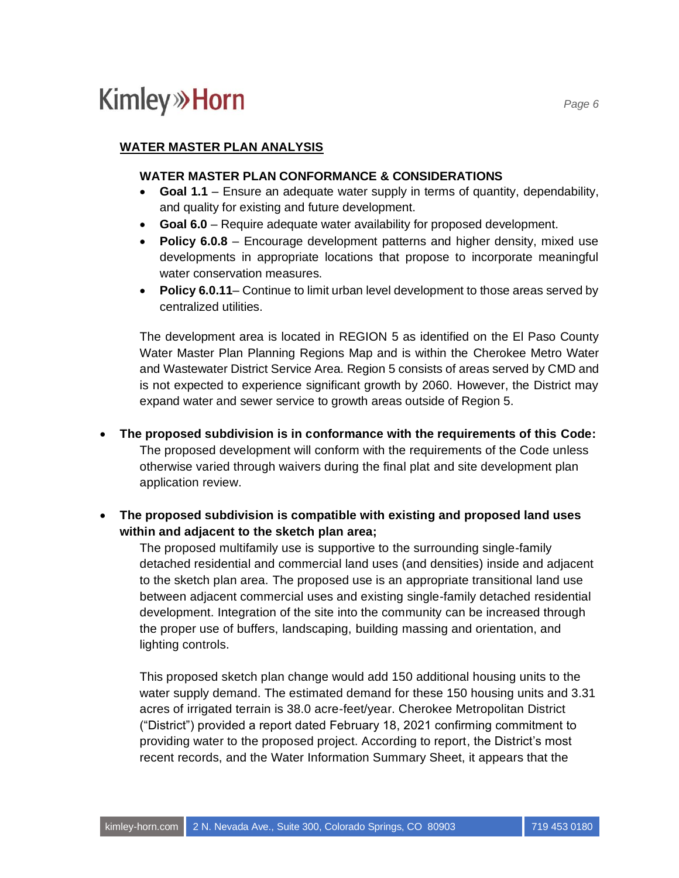**WATER MASTER PLAN ANALYSIS**

**WATER MASTER PLAN CONFORMANCE & CONSIDERATIONS**

- **Goal 1.1** – Ensure an adequate water supply in terms of quantity, dependability, and quality for existing and future development.
- **Goal 6.0** – Require adequate water availability for proposed development.
- **Policy 6.0.8** – Encourage development patterns and higher density, mixed use developments in appropriate locations that propose to incorporate meaningful water conservation measures.
- **Policy 6.0.11**– Continue to limit urban level development to those areas served by centralized utilities.

The development area is located in REGION 5 as identified on the El Paso County Water Master Plan Planning Regions Map and is within the Cherokee Metro Water and Wastewater District Service Area. Region 5 consists of areas served by CMD and is not expected to experience significant growth by 2060. However, the District may expand water and sewer service to growth areas outside of Region 5.

- **The proposed subdivision is in conformance with the requirements of this Code:**

  The proposed development will conform with the requirements of the Code unless otherwise varied through waivers during the final plat and site development plan application review.

- **The proposed subdivision is compatible with existing and proposed land uses within and adjacent to the sketch plan area;**

  The proposed multifamily use is supportive to the surrounding single-family detached residential and commercial land uses (and densities) inside and adjacent to the sketch plan area. The proposed use is an appropriate transitional land use between adjacent commercial uses and existing single-family detached residential development. Integration of the site into the community can be increased through the proper use of buffers, landscaping, building massing and orientation, and lighting controls.

  This proposed sketch plan change would add 150 additional housing units to the water supply demand. The estimated demand for these 150 housing units and 3.31 acres of irrigated terrain is 38.0 acre-feet/year. Cherokee Metropolitan District ("District") provided a report dated February 18, 2021 confirming commitment to providing water to the proposed project. According to report, the District's most recent records, and the Water Information Summary Sheet, it appears that the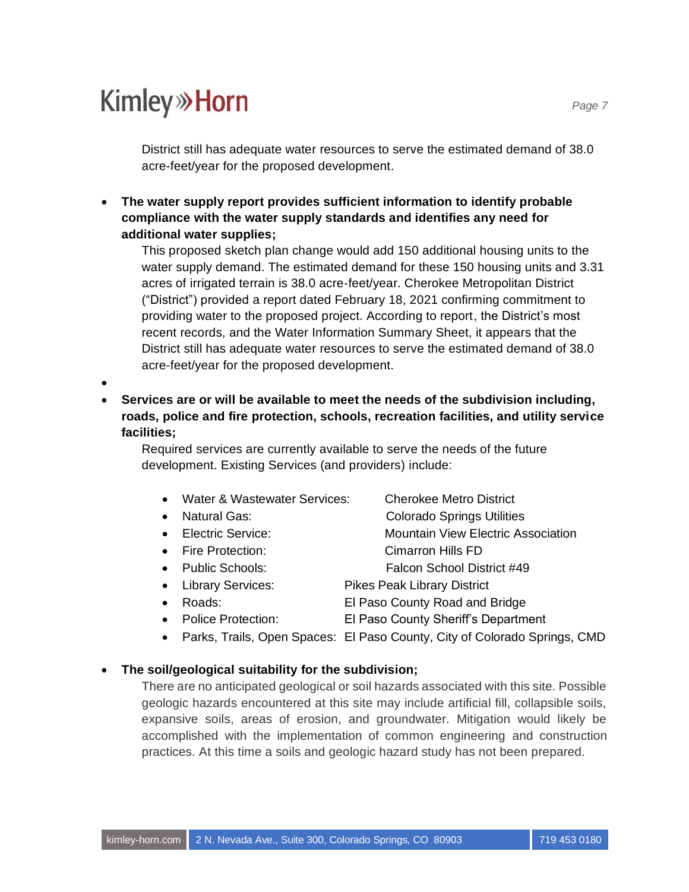District still has adequate water resources to serve the estimated demand of 38.0 acre-feet/year for the proposed development.

- **The water supply report provides sufficient information to identify probable compliance with the water supply standards and identifies any need for additional water supplies;**

  This proposed sketch plan change would add 150 additional housing units to the water supply demand. The estimated demand for these 150 housing units and 3.31 acres of irrigated terrain is 38.0 acre-feet/year. Cherokee Metropolitan District ("District") provided a report dated February 18, 2021 confirming commitment to providing water to the proposed project. According to report, the District's most recent records, and the Water Information Summary Sheet, it appears that the District still has adequate water resources to serve the estimated demand of 38.0 acre-feet/year for the proposed development.

- **Services are or will be available to meet the needs of the subdivision including, roads, police and fire protection, schools, recreation facilities, and utility service facilities;**

  Required services are currently available to serve the needs of the future development. Existing Services (and providers) include:

  - Water & Wastewater Services: Cherokee Metro District
  - Natural Gas: Colorado Springs Utilities
  - Electric Service: Mountain View Electric Association
  - Fire Protection: Cimarron Hills FD
  - Public Schools: Falcon School District #49
  - Library Services: Pikes Peak Library District
  - Roads: El Paso County Road and Bridge
  - Police Protection: El Paso County Sheriff's Department
  - Parks, Trails, Open Spaces: El Paso County, City of Colorado Springs, CMD

- **The soil/geological suitability for the subdivision;**

  There are no anticipated geological or soil hazards associated with this site. Possible geologic hazards encountered at this site may include artificial fill, collapsible soils, expansive soils, areas of erosion, and groundwater. Mitigation would likely be accomplished with the implementation of common engineering and construction practices. At this time a soils and geologic hazard study has not been prepared.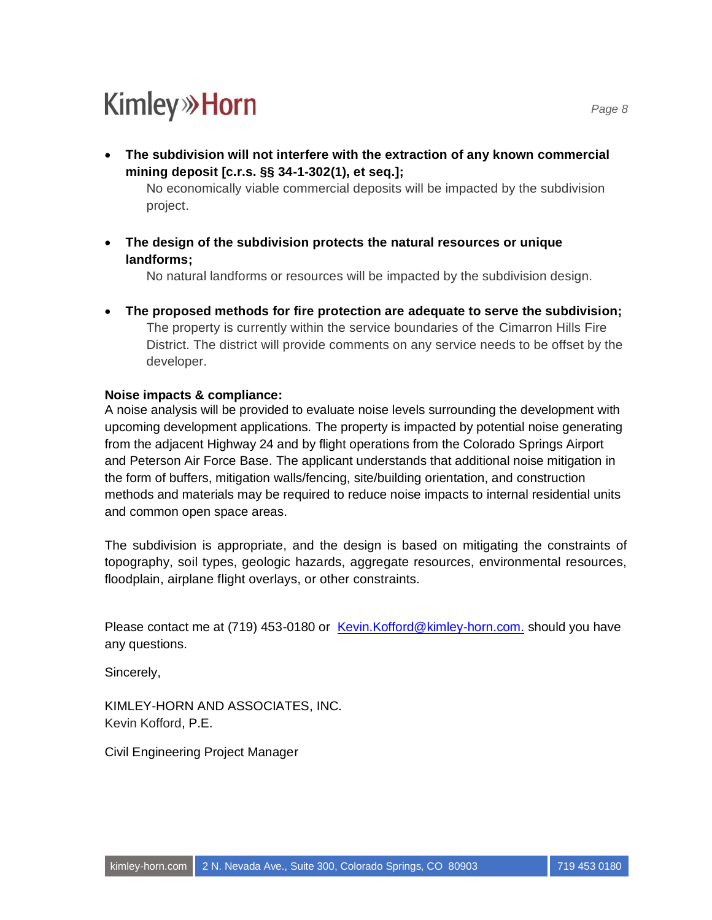- **The subdivision will not interfere with the extraction of any known commercial mining deposit [c.r.s. §§ 34-1-302(1), et seq.];**

  No economically viable commercial deposits will be impacted by the subdivision project.

- **The design of the subdivision protects the natural resources or unique landforms;**

  No natural landforms or resources will be impacted by the subdivision design.

- **The proposed methods for fire protection are adequate to serve the subdivision;**

  The property is currently within the service boundaries of the Cimarron Hills Fire District. The district will provide comments on any service needs to be offset by the developer.

**Noise impacts & compliance:**

A noise analysis will be provided to evaluate noise levels surrounding the development with upcoming development applications. The property is impacted by potential noise generating from the adjacent Highway 24 and by flight operations from the Colorado Springs Airport and Peterson Air Force Base. The applicant understands that additional noise mitigation in the form of buffers, mitigation walls/fencing, site/building orientation, and construction methods and materials may be required to reduce noise impacts to internal residential units and common open space areas.

The subdivision is appropriate, and the design is based on mitigating the constraints of topography, soil types, geologic hazards, aggregate resources, environmental resources, floodplain, airplane flight overlays, or other constraints.

Please contact me at (719) 453-0180 or Kevin.Kofford@kimley-horn.com. should you have any questions.

Sincerely,

KIMLEY-HORN AND ASSOCIATES, INC.
Kevin Kofford, P.E.

Civil Engineering Project Manager